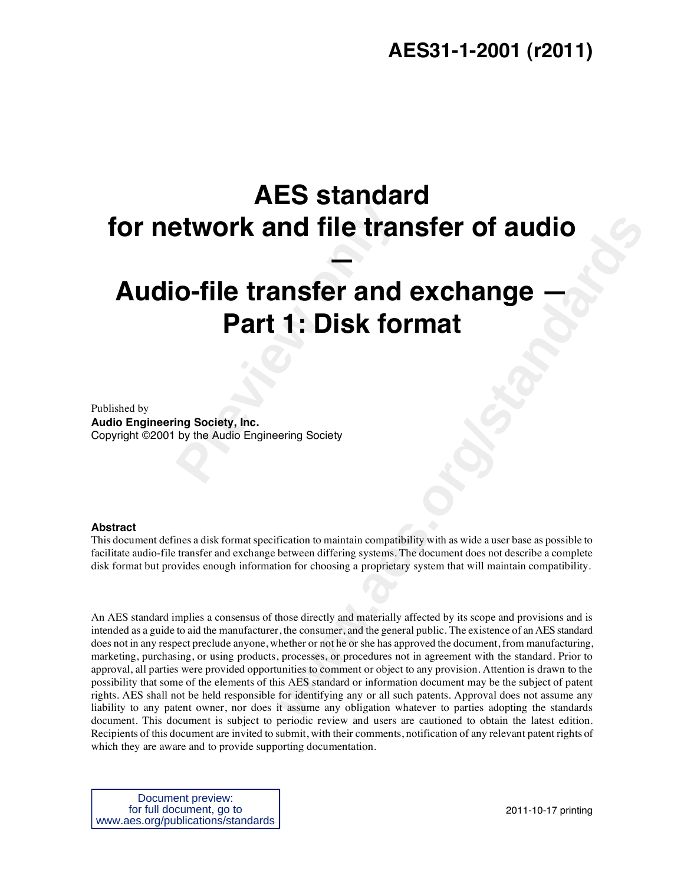**AES31-1-2001 (r2011)**

# AES standard for network and file transfer of audio — Audio-file transfer and exchange — Part 1: Disk format

Published by
**Audio Engineering Society, Inc.**
Copyright ©2001 by the Audio Engineering Society

**Abstract**
This document defines a disk format specification to maintain compatibility with as wide a user base as possible to facilitate audio-file transfer and exchange between differing systems. The document does not describe a complete disk format but provides enough information for choosing a proprietary system that will maintain compatibility.

An AES standard implies a consensus of those directly and materially affected by its scope and provisions and is intended as a guide to aid the manufacturer, the consumer, and the general public. The existence of an AES standard does not in any respect preclude anyone, whether or not he or she has approved the document, from manufacturing, marketing, purchasing, or using products, processes, or procedures not in agreement with the standard. Prior to approval, all parties were provided opportunities to comment or object to any provision. Attention is drawn to the possibility that some of the elements of this AES standard or information document may be the subject of patent rights. AES shall not be held responsible for identifying any or all such patents. Approval does not assume any liability to any patent owner, nor does it assume any obligation whatever to parties adopting the standards document. This document is subject to periodic review and users are cautioned to obtain the latest edition. Recipients of this document are invited to submit, with their comments, notification of any relevant patent rights of which they are aware and to provide supporting documentation.

Document preview:
for full document, go to
www.aes.org/publications/standards

2011-10-17 printing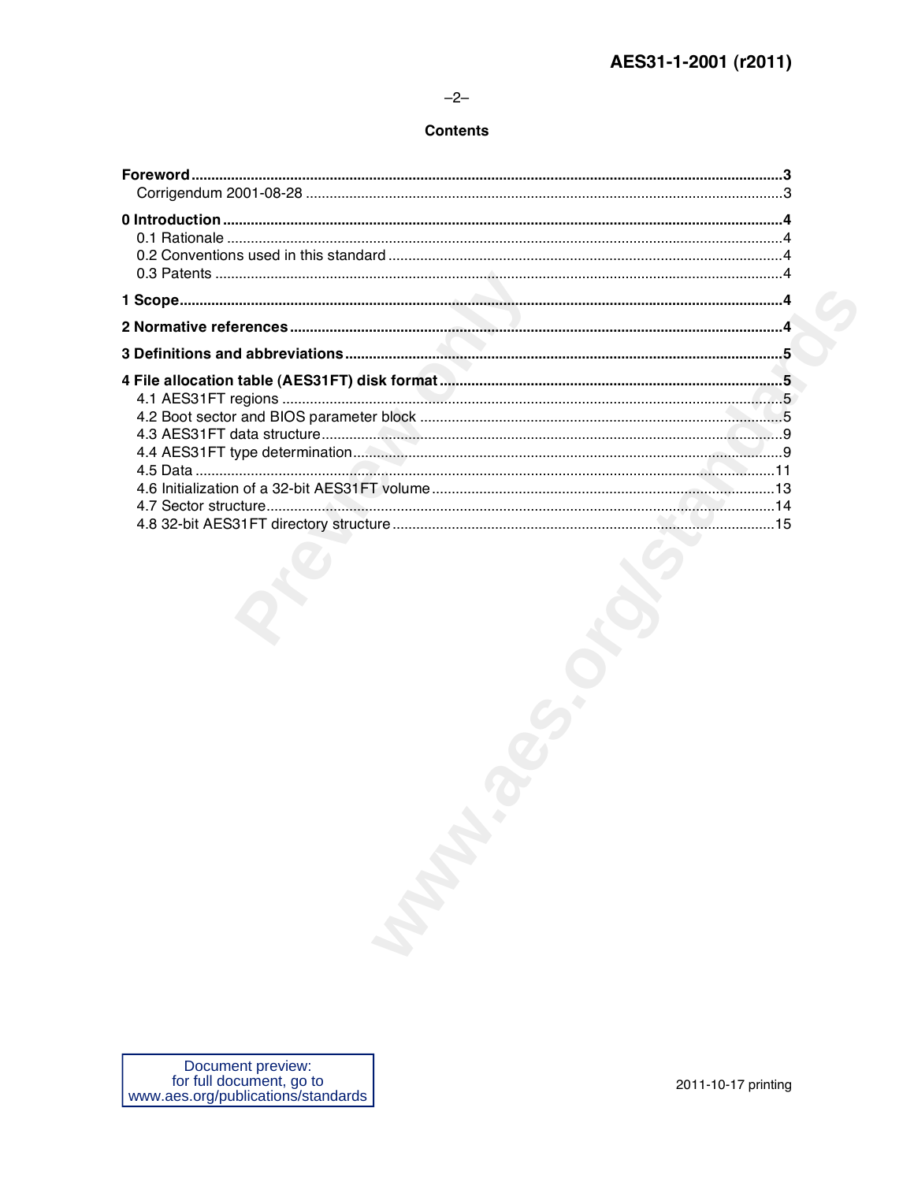## Contents

**Foreword** .......... 3
  Corrigendum 2001-08-28 .......... 3

**0 Introduction** .......... 4
  0.1 Rationale .......... 4
  0.2 Conventions used in this standard .......... 4
  0.3 Patents .......... 4

**1 Scope** .......... 4

**2 Normative references** .......... 4

**3 Definitions and abbreviations** .......... 5

**4 File allocation table (AES31FT) disk format** .......... 5
  4.1 AES31FT regions .......... 5
  4.2 Boot sector and BIOS parameter block .......... 5
  4.3 AES31FT data structure .......... 9
  4.4 AES31FT type determination .......... 9
  4.5 Data .......... 11
  4.6 Initialization of a 32-bit AES31FT volume .......... 13
  4.7 Sector structure .......... 14
  4.8 32-bit AES31FT directory structure .......... 15

Document preview:
for full document, go to
www.aes.org/publications/standards

2011-10-17 printing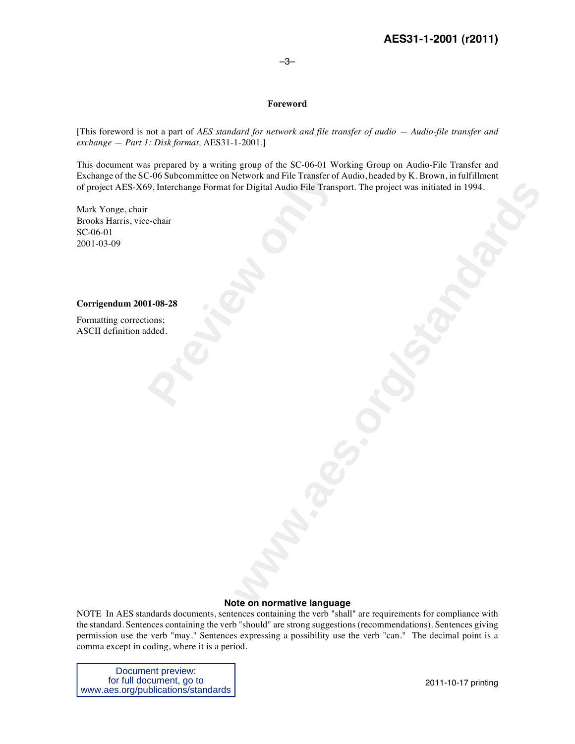# Foreword

[This foreword is not a part of *AES standard for network and file transfer of audio — Audio-file transfer and exchange — Part 1: Disk format,* AES31-1-2001.]

This document was prepared by a writing group of the SC-06-01 Working Group on Audio-File Transfer and Exchange of the SC-06 Subcommittee on Network and File Transfer of Audio, headed by K. Brown, in fulfillment of project AES-X69, Interchange Format for Digital Audio File Transport. The project was initiated in 1994.

Mark Yonge, chair
Brooks Harris, vice-chair
SC-06-01
2001-03-09

**Corrigendum 2001-08-28**

Formatting corrections;
ASCII definition added.

**Note on normative language**

NOTE In AES standards documents, sentences containing the verb "shall" are requirements for compliance with the standard. Sentences containing the verb "should" are strong suggestions (recommendations). Sentences giving permission use the verb "may." Sentences expressing a possibility use the verb "can." The decimal point is a comma except in coding, where it is a period.

Document preview:
for full document, go to
www.aes.org/publications/standards

2011-10-17 printing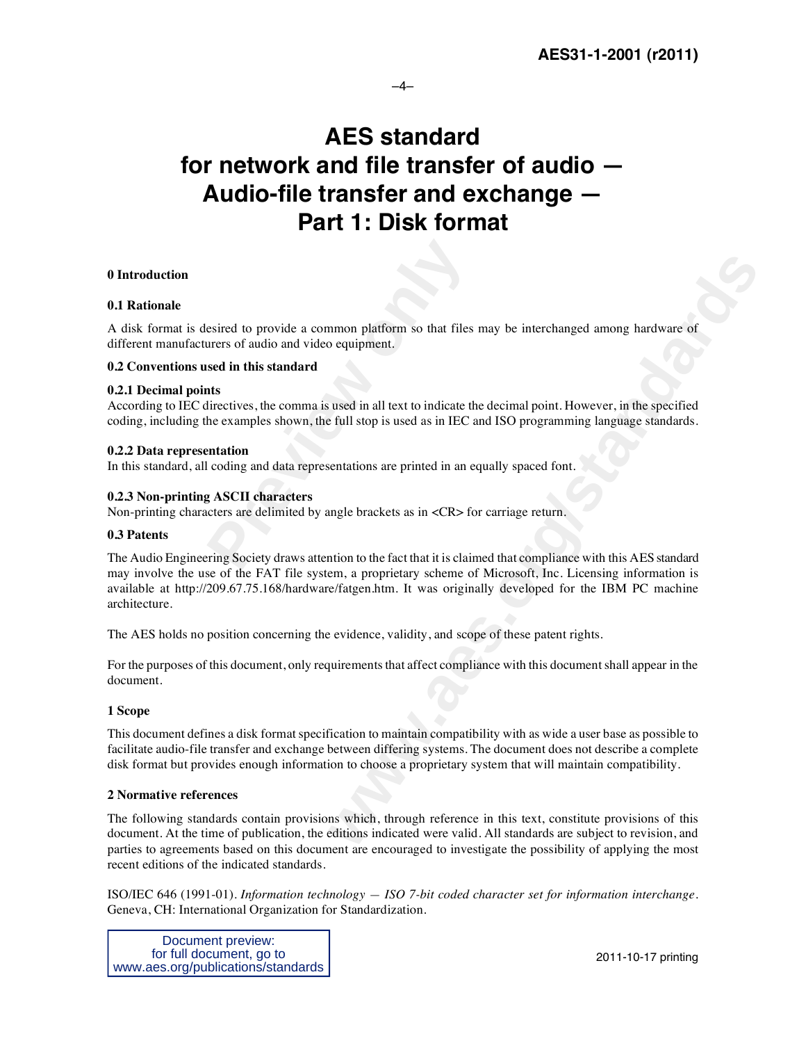# AES standard for network and file transfer of audio — Audio-file transfer and exchange — Part 1: Disk format

## 0 Introduction

### 0.1 Rationale

A disk format is desired to provide a common platform so that files may be interchanged among hardware of different manufacturers of audio and video equipment.

### 0.2 Conventions used in this standard

#### 0.2.1 Decimal points

According to IEC directives, the comma is used in all text to indicate the decimal point. However, in the specified coding, including the examples shown, the full stop is used as in IEC and ISO programming language standards.

#### 0.2.2 Data representation

In this standard, all coding and data representations are printed in an equally spaced font.

#### 0.2.3 Non-printing ASCII characters

Non-printing characters are delimited by angle brackets as in <CR> for carriage return.

### 0.3 Patents

The Audio Engineering Society draws attention to the fact that it is claimed that compliance with this AES standard may involve the use of the FAT file system, a proprietary scheme of Microsoft, Inc. Licensing information is available at http://209.67.75.168/hardware/fatgen.htm. It was originally developed for the IBM PC machine architecture.

The AES holds no position concerning the evidence, validity, and scope of these patent rights.

For the purposes of this document, only requirements that affect compliance with this document shall appear in the document.

## 1 Scope

This document defines a disk format specification to maintain compatibility with as wide a user base as possible to facilitate audio-file transfer and exchange between differing systems. The document does not describe a complete disk format but provides enough information to choose a proprietary system that will maintain compatibility.

## 2 Normative references

The following standards contain provisions which, through reference in this text, constitute provisions of this document. At the time of publication, the editions indicated were valid. All standards are subject to revision, and parties to agreements based on this document are encouraged to investigate the possibility of applying the most recent editions of the indicated standards.

ISO/IEC 646 (1991-01). *Information technology — ISO 7-bit coded character set for information interchange*. Geneva, CH: International Organization for Standardization.

Document preview:
for full document, go to
www.aes.org/publications/standards